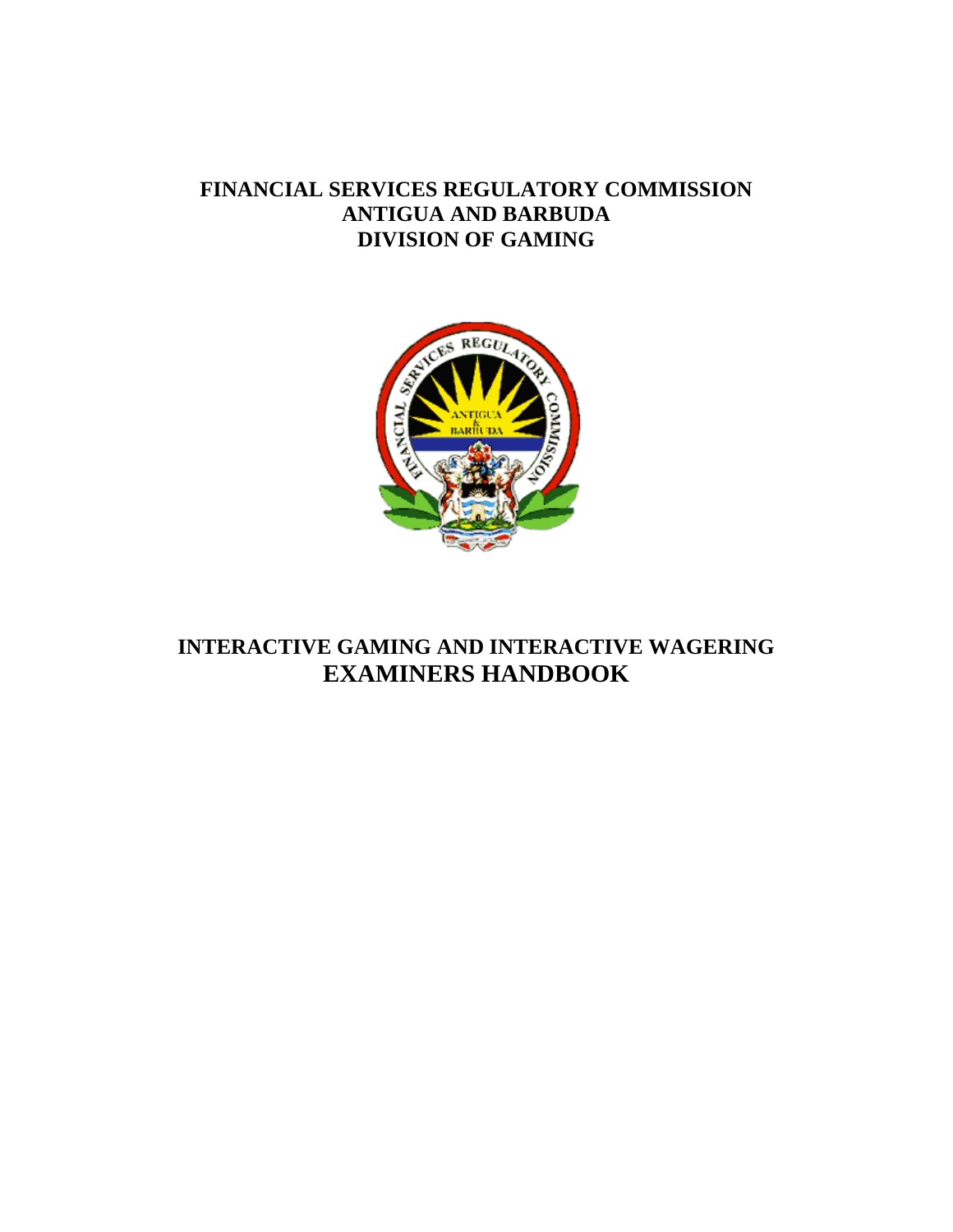**FINANCIAL SERVICES REGULATORY COMMISSION**
**ANTIGUA AND BARBUDA**
**DIVISION OF GAMING**

# INTERACTIVE GAMING AND INTERACTIVE WAGERING EXAMINERS HANDBOOK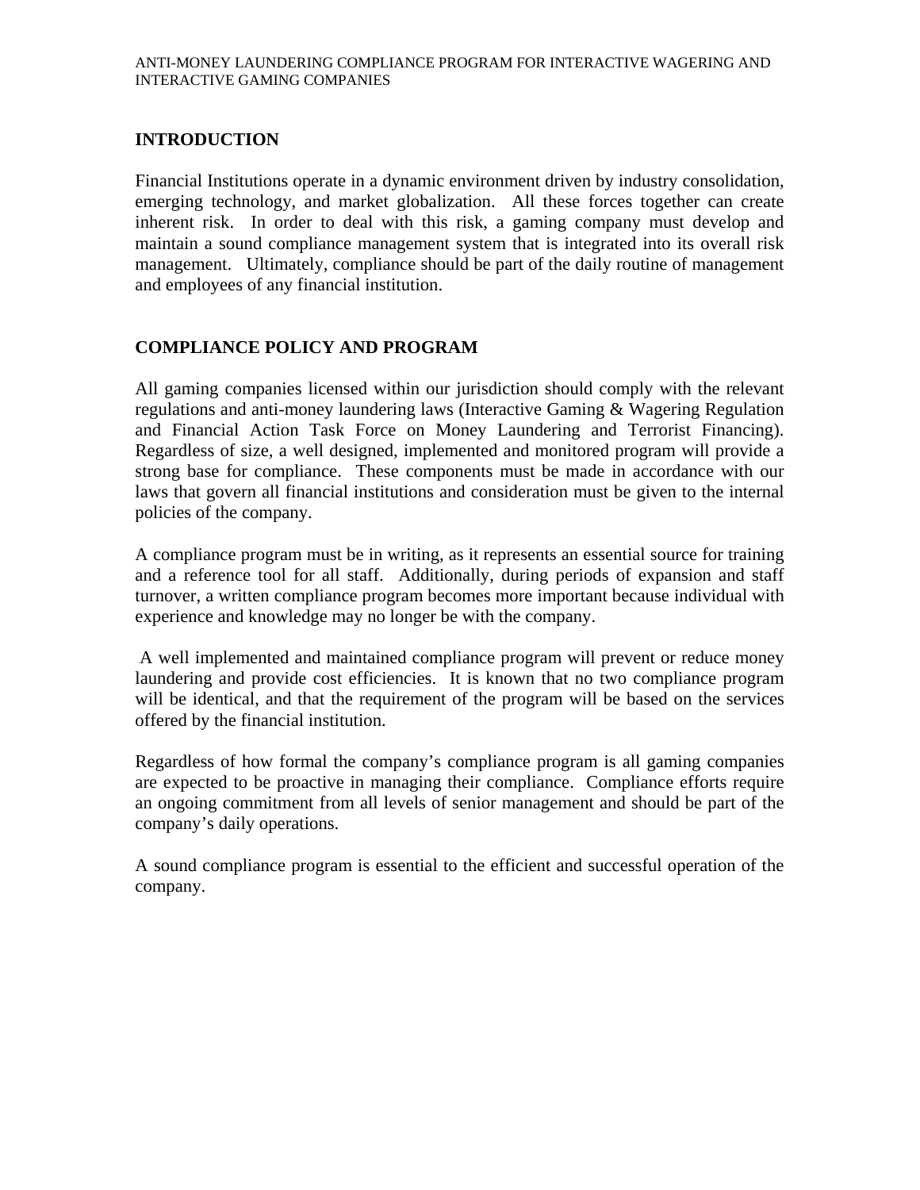## INTRODUCTION

Financial Institutions operate in a dynamic environment driven by industry consolidation, emerging technology, and market globalization. All these forces together can create inherent risk. In order to deal with this risk, a gaming company must develop and maintain a sound compliance management system that is integrated into its overall risk management. Ultimately, compliance should be part of the daily routine of management and employees of any financial institution.

## COMPLIANCE POLICY AND PROGRAM

All gaming companies licensed within our jurisdiction should comply with the relevant regulations and anti-money laundering laws (Interactive Gaming & Wagering Regulation and Financial Action Task Force on Money Laundering and Terrorist Financing). Regardless of size, a well designed, implemented and monitored program will provide a strong base for compliance. These components must be made in accordance with our laws that govern all financial institutions and consideration must be given to the internal policies of the company.

A compliance program must be in writing, as it represents an essential source for training and a reference tool for all staff. Additionally, during periods of expansion and staff turnover, a written compliance program becomes more important because individual with experience and knowledge may no longer be with the company.

A well implemented and maintained compliance program will prevent or reduce money laundering and provide cost efficiencies. It is known that no two compliance program will be identical, and that the requirement of the program will be based on the services offered by the financial institution.

Regardless of how formal the company's compliance program is all gaming companies are expected to be proactive in managing their compliance. Compliance efforts require an ongoing commitment from all levels of senior management and should be part of the company's daily operations.

A sound compliance program is essential to the efficient and successful operation of the company.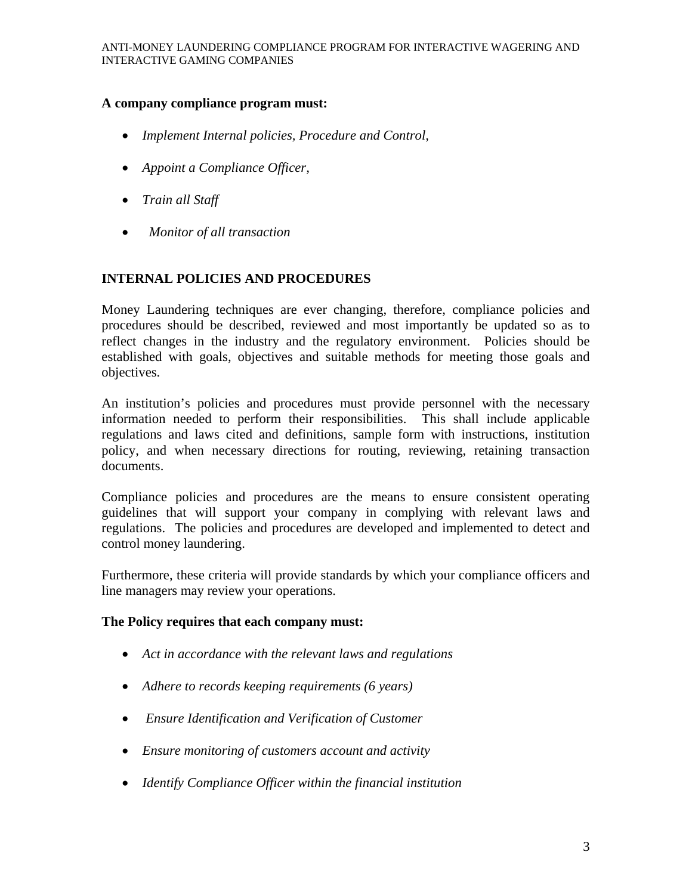**A company compliance program must:**

- *Implement Internal policies, Procedure and Control,*
- *Appoint a Compliance Officer,*
- *Train all Staff*
- *Monitor of all transaction*

## INTERNAL POLICIES AND PROCEDURES

Money Laundering techniques are ever changing, therefore, compliance policies and procedures should be described, reviewed and most importantly be updated so as to reflect changes in the industry and the regulatory environment. Policies should be established with goals, objectives and suitable methods for meeting those goals and objectives.

An institution's policies and procedures must provide personnel with the necessary information needed to perform their responsibilities. This shall include applicable regulations and laws cited and definitions, sample form with instructions, institution policy, and when necessary directions for routing, reviewing, retaining transaction documents.

Compliance policies and procedures are the means to ensure consistent operating guidelines that will support your company in complying with relevant laws and regulations. The policies and procedures are developed and implemented to detect and control money laundering.

Furthermore, these criteria will provide standards by which your compliance officers and line managers may review your operations.

**The Policy requires that each company must:**

- *Act in accordance with the relevant laws and regulations*
- *Adhere to records keeping requirements (6 years)*
- *Ensure Identification and Verification of Customer*
- *Ensure monitoring of customers account and activity*
- *Identify Compliance Officer within the financial institution*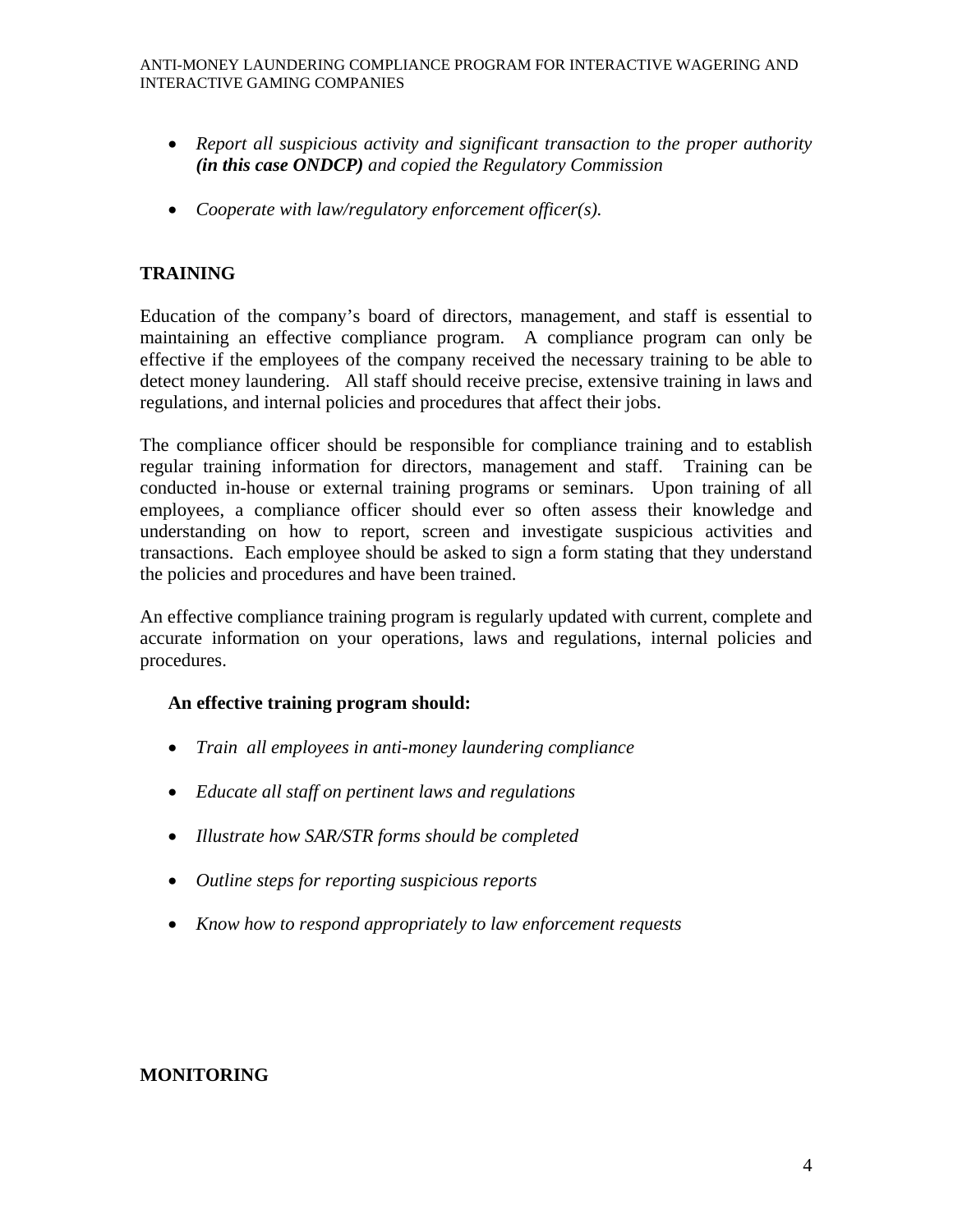- *Report all suspicious activity and significant transaction to the proper authority **(in this case ONDCP)** and copied the Regulatory Commission*

- *Cooperate with law/regulatory enforcement officer(s).*

## TRAINING

Education of the company's board of directors, management, and staff is essential to maintaining an effective compliance program. A compliance program can only be effective if the employees of the company received the necessary training to be able to detect money laundering. All staff should receive precise, extensive training in laws and regulations, and internal policies and procedures that affect their jobs.

The compliance officer should be responsible for compliance training and to establish regular training information for directors, management and staff. Training can be conducted in-house or external training programs or seminars. Upon training of all employees, a compliance officer should ever so often assess their knowledge and understanding on how to report, screen and investigate suspicious activities and transactions. Each employee should be asked to sign a form stating that they understand the policies and procedures and have been trained.

An effective compliance training program is regularly updated with current, complete and accurate information on your operations, laws and regulations, internal policies and procedures.

**An effective training program should:**

- *Train all employees in anti-money laundering compliance*

- *Educate all staff on pertinent laws and regulations*

- *Illustrate how SAR/STR forms should be completed*

- *Outline steps for reporting suspicious reports*

- *Know how to respond appropriately to law enforcement requests*

## MONITORING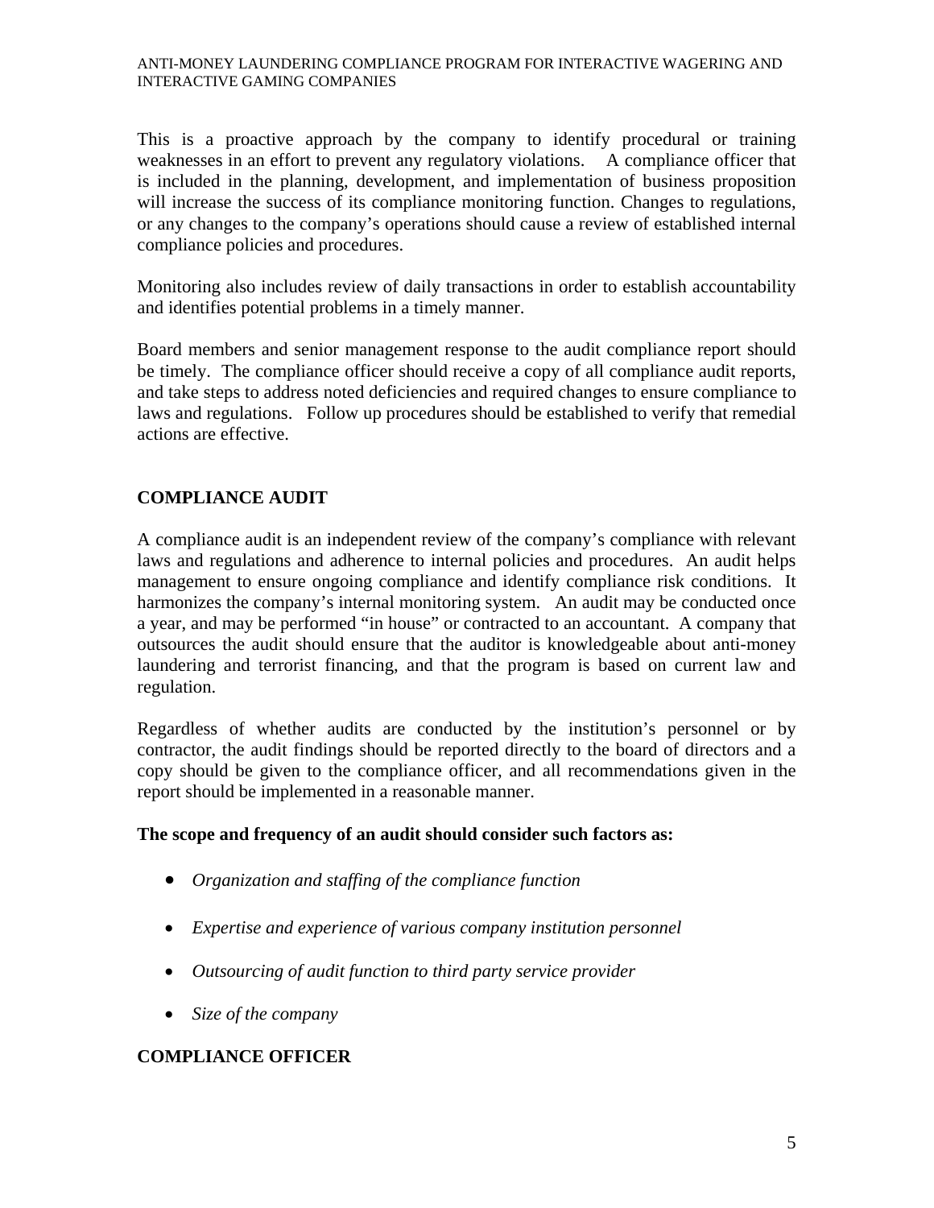This is a proactive approach by the company to identify procedural or training weaknesses in an effort to prevent any regulatory violations. A compliance officer that is included in the planning, development, and implementation of business proposition will increase the success of its compliance monitoring function. Changes to regulations, or any changes to the company's operations should cause a review of established internal compliance policies and procedures.

Monitoring also includes review of daily transactions in order to establish accountability and identifies potential problems in a timely manner.

Board members and senior management response to the audit compliance report should be timely. The compliance officer should receive a copy of all compliance audit reports, and take steps to address noted deficiencies and required changes to ensure compliance to laws and regulations. Follow up procedures should be established to verify that remedial actions are effective.

## COMPLIANCE AUDIT

A compliance audit is an independent review of the company's compliance with relevant laws and regulations and adherence to internal policies and procedures. An audit helps management to ensure ongoing compliance and identify compliance risk conditions. It harmonizes the company's internal monitoring system. An audit may be conducted once a year, and may be performed "in house" or contracted to an accountant. A company that outsources the audit should ensure that the auditor is knowledgeable about anti-money laundering and terrorist financing, and that the program is based on current law and regulation.

Regardless of whether audits are conducted by the institution's personnel or by contractor, the audit findings should be reported directly to the board of directors and a copy should be given to the compliance officer, and all recommendations given in the report should be implemented in a reasonable manner.

**The scope and frequency of an audit should consider such factors as:**

- *Organization and staffing of the compliance function*
- *Expertise and experience of various company institution personnel*
- *Outsourcing of audit function to third party service provider*
- *Size of the company*

## COMPLIANCE OFFICER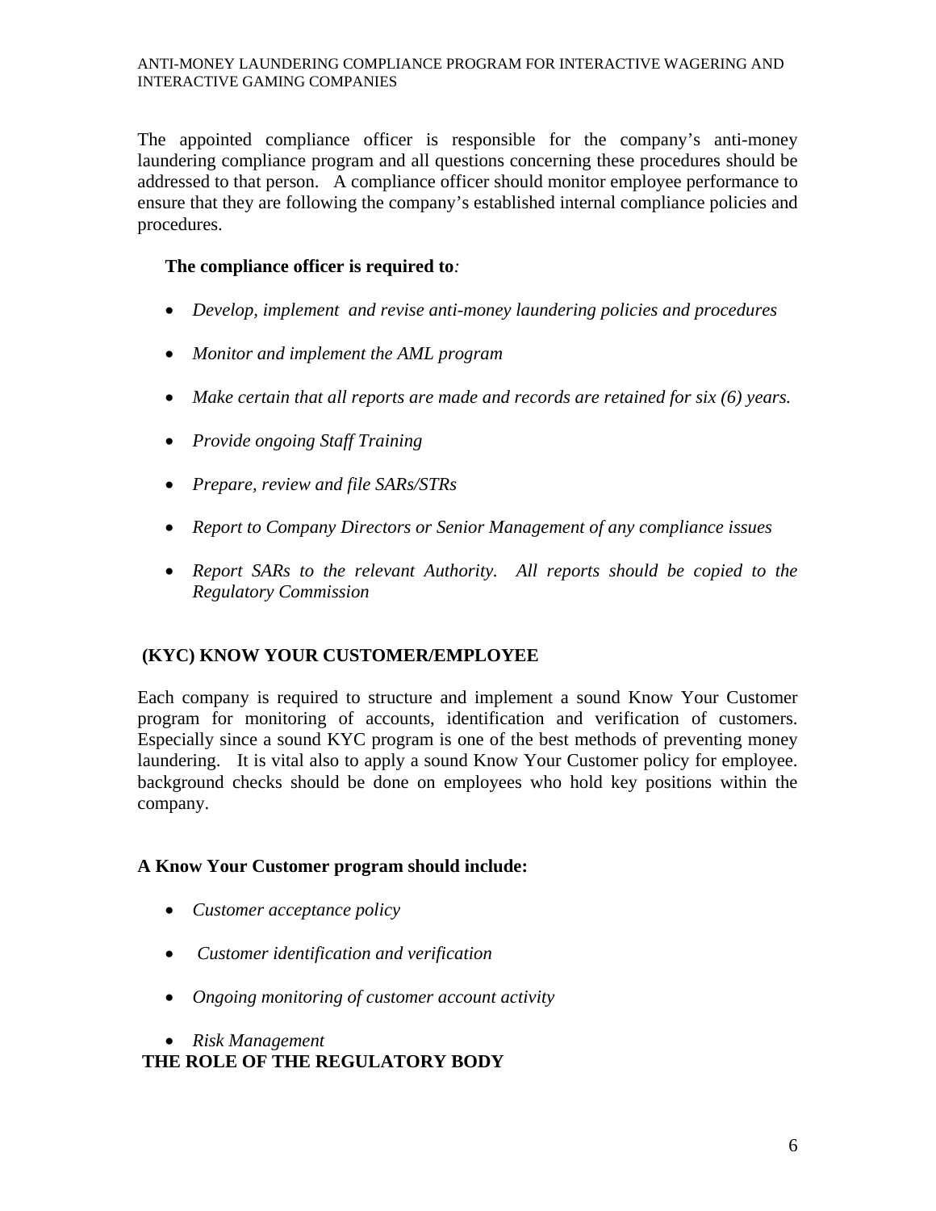The appointed compliance officer is responsible for the company's anti-money laundering compliance program and all questions concerning these procedures should be addressed to that person. A compliance officer should monitor employee performance to ensure that they are following the company's established internal compliance policies and procedures.

**The compliance officer is required to***:*

- *Develop, implement and revise anti-money laundering policies and procedures*
- *Monitor and implement the AML program*
- *Make certain that all reports are made and records are retained for six (6) years.*
- *Provide ongoing Staff Training*
- *Prepare, review and file SARs/STRs*
- *Report to Company Directors or Senior Management of any compliance issues*
- *Report SARs to the relevant Authority. All reports should be copied to the Regulatory Commission*

## (KYC) KNOW YOUR CUSTOMER/EMPLOYEE

Each company is required to structure and implement a sound Know Your Customer program for monitoring of accounts, identification and verification of customers. Especially since a sound KYC program is one of the best methods of preventing money laundering. It is vital also to apply a sound Know Your Customer policy for employee. background checks should be done on employees who hold key positions within the company.

**A Know Your Customer program should include:**

- *Customer acceptance policy*
- *Customer identification and verification*
- *Ongoing monitoring of customer account activity*
- *Risk Management*

## THE ROLE OF THE REGULATORY BODY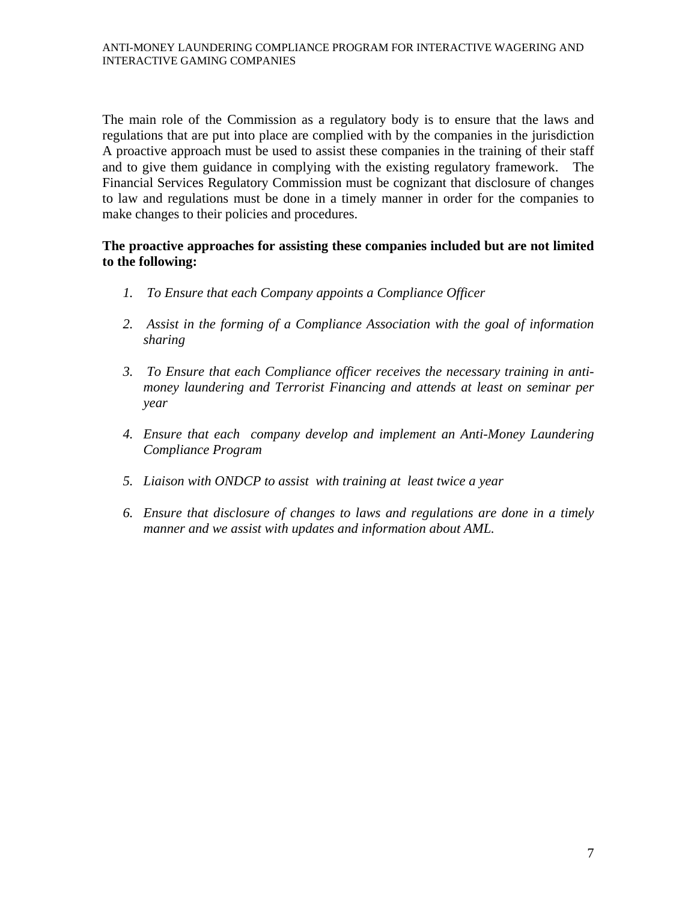The main role of the Commission as a regulatory body is to ensure that the laws and regulations that are put into place are complied with by the companies in the jurisdiction A proactive approach must be used to assist these companies in the training of their staff and to give them guidance in complying with the existing regulatory framework. The Financial Services Regulatory Commission must be cognizant that disclosure of changes to law and regulations must be done in a timely manner in order for the companies to make changes to their policies and procedures.

**The proactive approaches for assisting these companies included but are not limited to the following:**

1. *To Ensure that each Company appoints a Compliance Officer*

2. *Assist in the forming of a Compliance Association with the goal of information sharing*

3. *To Ensure that each Compliance officer receives the necessary training in anti-money laundering and Terrorist Financing and attends at least on seminar per year*

4. *Ensure that each company develop and implement an Anti-Money Laundering Compliance Program*

5. *Liaison with ONDCP to assist with training at least twice a year*

6. *Ensure that disclosure of changes to laws and regulations are done in a timely manner and we assist with updates and information about AML.*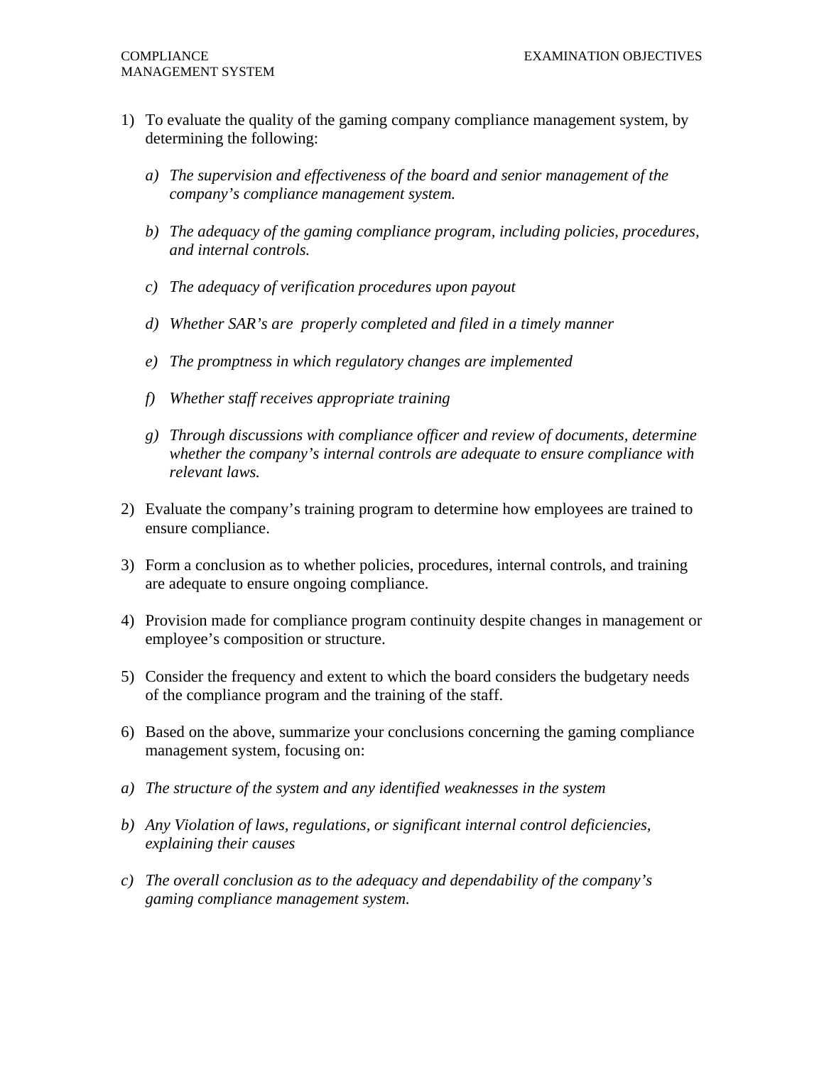COMPLIANCE MANAGEMENT SYSTEM

EXAMINATION OBJECTIVES

1) To evaluate the quality of the gaming company compliance management system, by determining the following:

   a) *The supervision and effectiveness of the board and senior management of the company's compliance management system.*

   b) *The adequacy of the gaming compliance program, including policies, procedures, and internal controls.*

   c) *The adequacy of verification procedures upon payout*

   d) *Whether SAR's are  properly completed and filed in a timely manner*

   e) *The promptness in which regulatory changes are implemented*

   f) *Whether staff receives appropriate training*

   g) *Through discussions with compliance officer and review of documents, determine whether the company's internal controls are adequate to ensure compliance with relevant laws.*

2) Evaluate the company's training program to determine how employees are trained to ensure compliance.

3) Form a conclusion as to whether policies, procedures, internal controls, and training are adequate to ensure ongoing compliance.

4) Provision made for compliance program continuity despite changes in management or employee's composition or structure.

5) Consider the frequency and extent to which the board considers the budgetary needs of the compliance program and the training of the staff.

6) Based on the above, summarize your conclusions concerning the gaming compliance management system, focusing on:

a) *The structure of the system and any identified weaknesses in the system*

b) *Any Violation of laws, regulations, or significant internal control deficiencies, explaining their causes*

c) *The overall conclusion as to the adequacy and dependability of the company's gaming compliance management system.*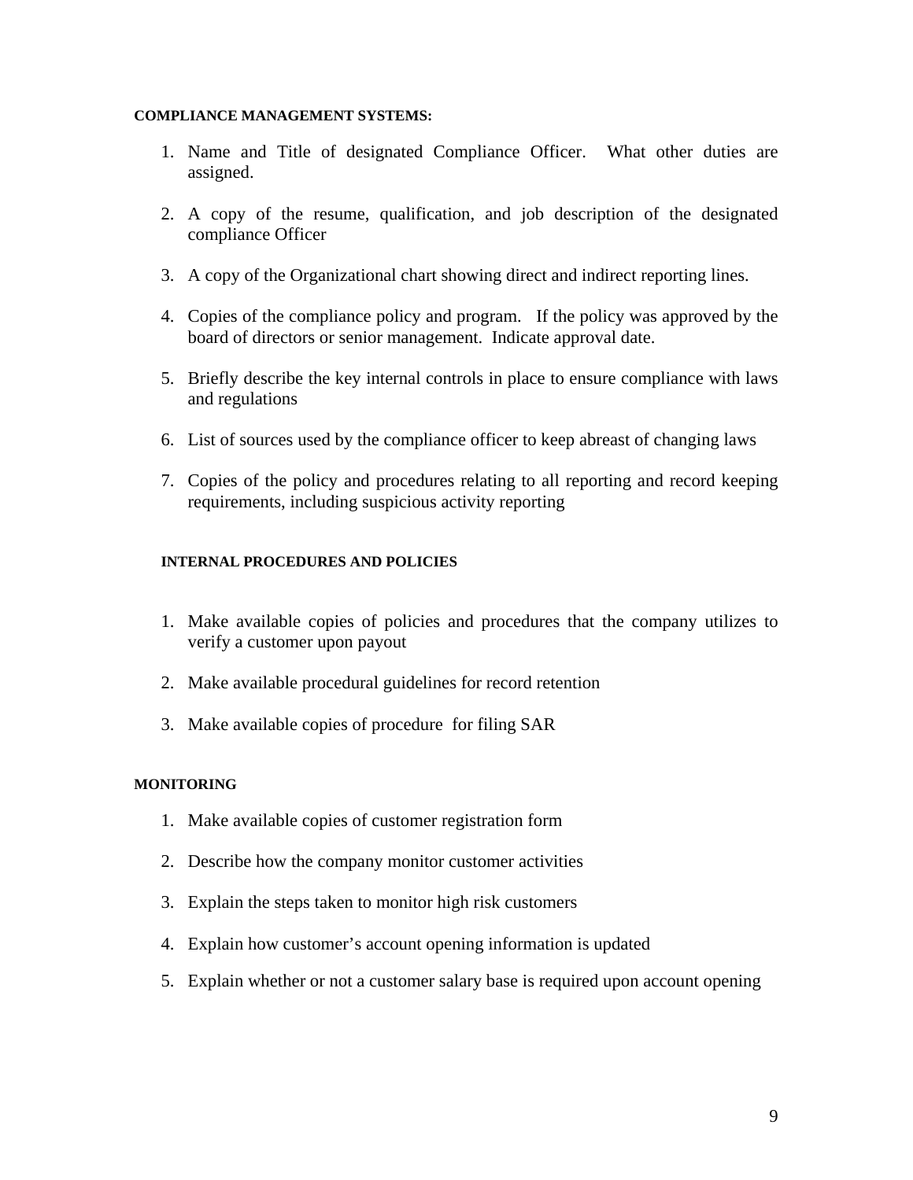**COMPLIANCE MANAGEMENT SYSTEMS:**

1. Name and Title of designated Compliance Officer. What other duties are assigned.

2. A copy of the resume, qualification, and job description of the designated compliance Officer

3. A copy of the Organizational chart showing direct and indirect reporting lines.

4. Copies of the compliance policy and program. If the policy was approved by the board of directors or senior management. Indicate approval date.

5. Briefly describe the key internal controls in place to ensure compliance with laws and regulations

6. List of sources used by the compliance officer to keep abreast of changing laws

7. Copies of the policy and procedures relating to all reporting and record keeping requirements, including suspicious activity reporting

**INTERNAL PROCEDURES AND POLICIES**

1. Make available copies of policies and procedures that the company utilizes to verify a customer upon payout

2. Make available procedural guidelines for record retention

3. Make available copies of procedure for filing SAR

**MONITORING**

1. Make available copies of customer registration form

2. Describe how the company monitor customer activities

3. Explain the steps taken to monitor high risk customers

4. Explain how customer's account opening information is updated

5. Explain whether or not a customer salary base is required upon account opening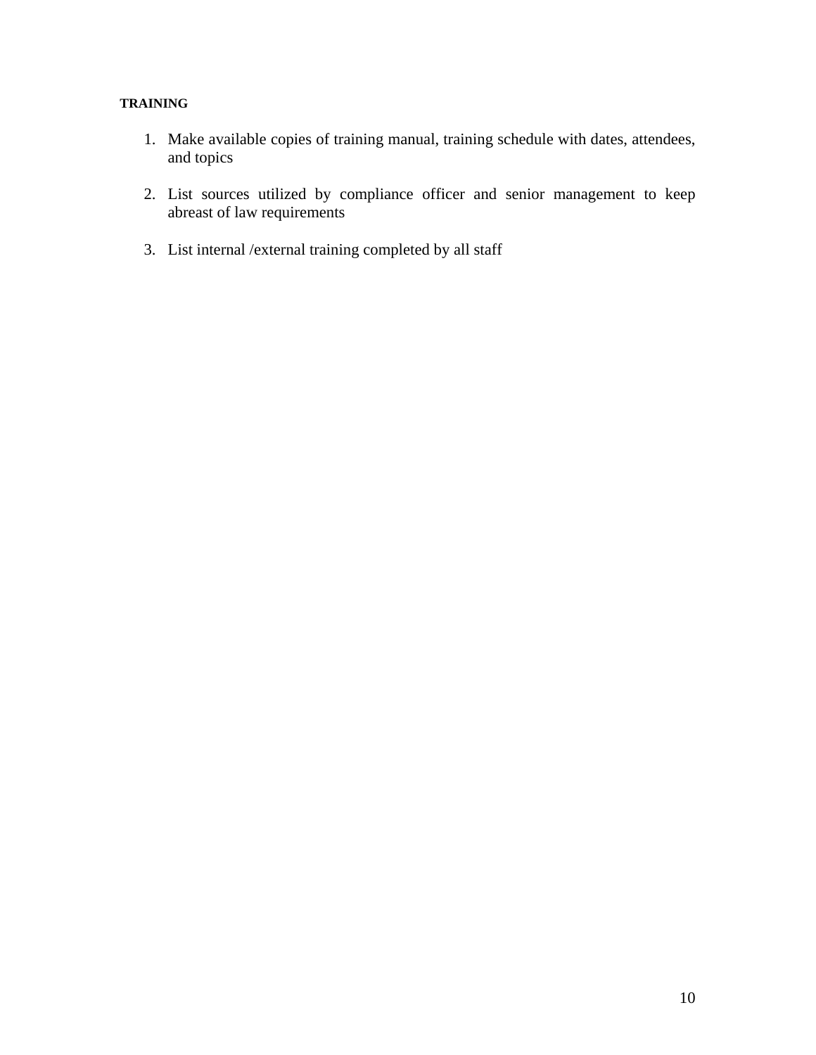**TRAINING**

1. Make available copies of training manual, training schedule with dates, attendees, and topics

2. List sources utilized by compliance officer and senior management to keep abreast of law requirements

3. List internal /external training completed by all staff